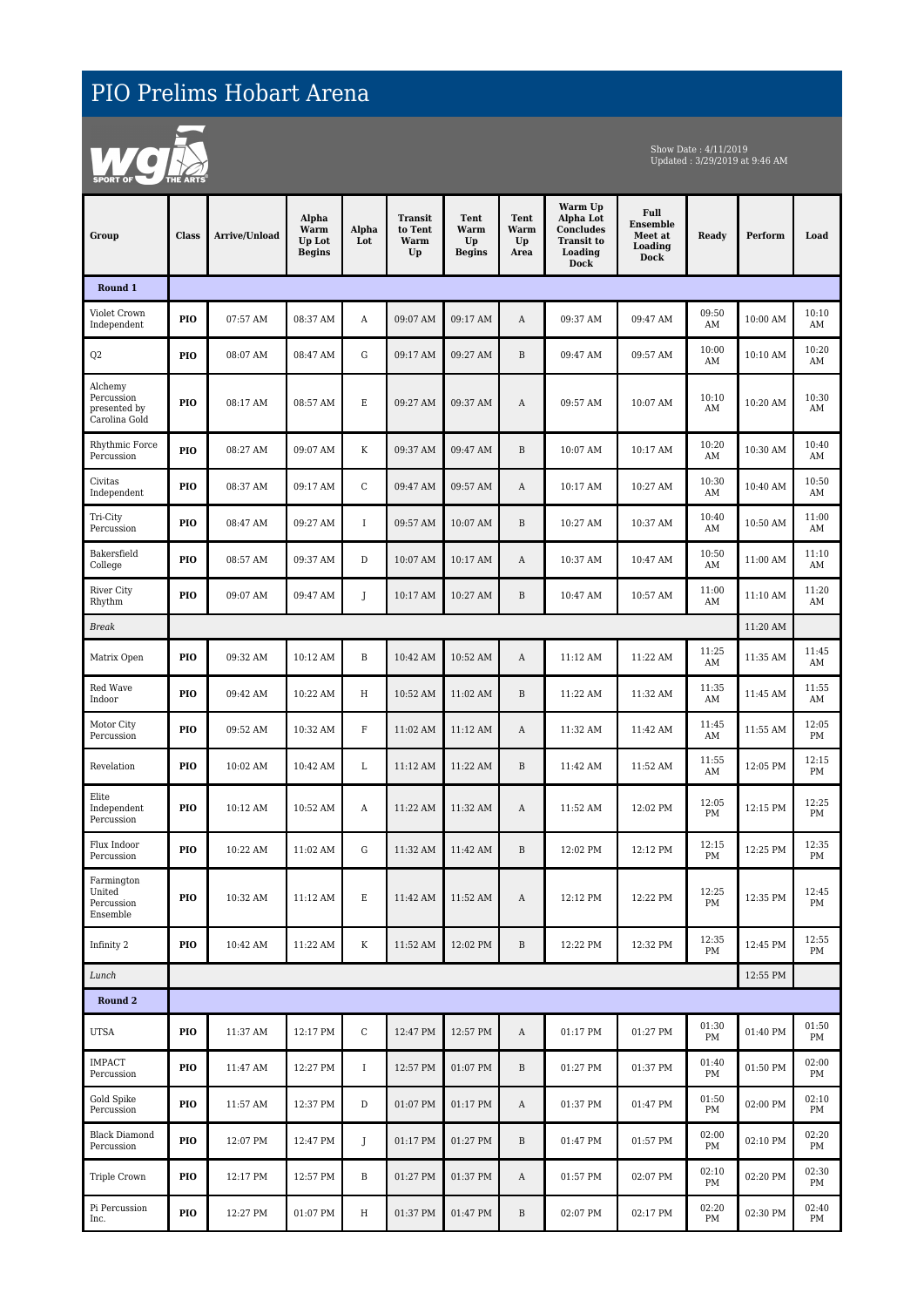# PIO Prelims Hobart Arena

Show Date : 4/11/2019
Updated : 3/29/2019 at 9:46 AM

| Group | Class | Arrive/Unload | Alpha Warm Up Lot Begins | Alpha Lot | Transit to Tent Warm Up | Tent Warm Up Begins | Tent Warm Up Area | Warm Up Alpha Lot Concludes Transit to Loading Dock | Full Ensemble Meet at Loading Dock | Ready | Perform | Load |
|---|---|---|---|---|---|---|---|---|---|---|---|---|
| **Round 1** | | | | | | | | | | | | |
| Violet Crown Independent | PIO | 07:57 AM | 08:37 AM | A | 09:07 AM | 09:17 AM | A | 09:37 AM | 09:47 AM | 09:50 AM | 10:00 AM | 10:10 AM |
| Q2 | PIO | 08:07 AM | 08:47 AM | G | 09:17 AM | 09:27 AM | B | 09:47 AM | 09:57 AM | 10:00 AM | 10:10 AM | 10:20 AM |
| Alchemy Percussion presented by Carolina Gold | PIO | 08:17 AM | 08:57 AM | E | 09:27 AM | 09:37 AM | A | 09:57 AM | 10:07 AM | 10:10 AM | 10:20 AM | 10:30 AM |
| Rhythmic Force Percussion | PIO | 08:27 AM | 09:07 AM | K | 09:37 AM | 09:47 AM | B | 10:07 AM | 10:17 AM | 10:20 AM | 10:30 AM | 10:40 AM |
| Civitas Independent | PIO | 08:37 AM | 09:17 AM | C | 09:47 AM | 09:57 AM | A | 10:17 AM | 10:27 AM | 10:30 AM | 10:40 AM | 10:50 AM |
| Tri-City Percussion | PIO | 08:47 AM | 09:27 AM | I | 09:57 AM | 10:07 AM | B | 10:27 AM | 10:37 AM | 10:40 AM | 10:50 AM | 11:00 AM |
| Bakersfield College | PIO | 08:57 AM | 09:37 AM | D | 10:07 AM | 10:17 AM | A | 10:37 AM | 10:47 AM | 10:50 AM | 11:00 AM | 11:10 AM |
| River City Rhythm | PIO | 09:07 AM | 09:47 AM | J | 10:17 AM | 10:27 AM | B | 10:47 AM | 10:57 AM | 11:00 AM | 11:10 AM | 11:20 AM |
| *Break* | | | | | | | | | | | 11:20 AM | |
| Matrix Open | PIO | 09:32 AM | 10:12 AM | B | 10:42 AM | 10:52 AM | A | 11:12 AM | 11:22 AM | 11:25 AM | 11:35 AM | 11:45 AM |
| Red Wave Indoor | PIO | 09:42 AM | 10:22 AM | H | 10:52 AM | 11:02 AM | B | 11:22 AM | 11:32 AM | 11:35 AM | 11:45 AM | 11:55 AM |
| Motor City Percussion | PIO | 09:52 AM | 10:32 AM | F | 11:02 AM | 11:12 AM | A | 11:32 AM | 11:42 AM | 11:45 AM | 11:55 AM | 12:05 PM |
| Revelation | PIO | 10:02 AM | 10:42 AM | L | 11:12 AM | 11:22 AM | B | 11:42 AM | 11:52 AM | 11:55 AM | 12:05 PM | 12:15 PM |
| Elite Independent Percussion | PIO | 10:12 AM | 10:52 AM | A | 11:22 AM | 11:32 AM | A | 11:52 AM | 12:02 PM | 12:05 PM | 12:15 PM | 12:25 PM |
| Flux Indoor Percussion | PIO | 10:22 AM | 11:02 AM | G | 11:32 AM | 11:42 AM | B | 12:02 PM | 12:12 PM | 12:15 PM | 12:25 PM | 12:35 PM |
| Farmington United Percussion Ensemble | PIO | 10:32 AM | 11:12 AM | E | 11:42 AM | 11:52 AM | A | 12:12 PM | 12:22 PM | 12:25 PM | 12:35 PM | 12:45 PM |
| Infinity 2 | PIO | 10:42 AM | 11:22 AM | K | 11:52 AM | 12:02 PM | B | 12:22 PM | 12:32 PM | 12:35 PM | 12:45 PM | 12:55 PM |
| *Lunch* | | | | | | | | | | | 12:55 PM | |
| **Round 2** | | | | | | | | | | | | |
| UTSA | PIO | 11:37 AM | 12:17 PM | C | 12:47 PM | 12:57 PM | A | 01:17 PM | 01:27 PM | 01:30 PM | 01:40 PM | 01:50 PM |
| IMPACT Percussion | PIO | 11:47 AM | 12:27 PM | I | 12:57 PM | 01:07 PM | B | 01:27 PM | 01:37 PM | 01:40 PM | 01:50 PM | 02:00 PM |
| Gold Spike Percussion | PIO | 11:57 AM | 12:37 PM | D | 01:07 PM | 01:17 PM | A | 01:37 PM | 01:47 PM | 01:50 PM | 02:00 PM | 02:10 PM |
| Black Diamond Percussion | PIO | 12:07 PM | 12:47 PM | J | 01:17 PM | 01:27 PM | B | 01:47 PM | 01:57 PM | 02:00 PM | 02:10 PM | 02:20 PM |
| Triple Crown | PIO | 12:17 PM | 12:57 PM | B | 01:27 PM | 01:37 PM | A | 01:57 PM | 02:07 PM | 02:10 PM | 02:20 PM | 02:30 PM |
| Pi Percussion Inc. | PIO | 12:27 PM | 01:07 PM | H | 01:37 PM | 01:47 PM | B | 02:07 PM | 02:17 PM | 02:20 PM | 02:30 PM | 02:40 PM |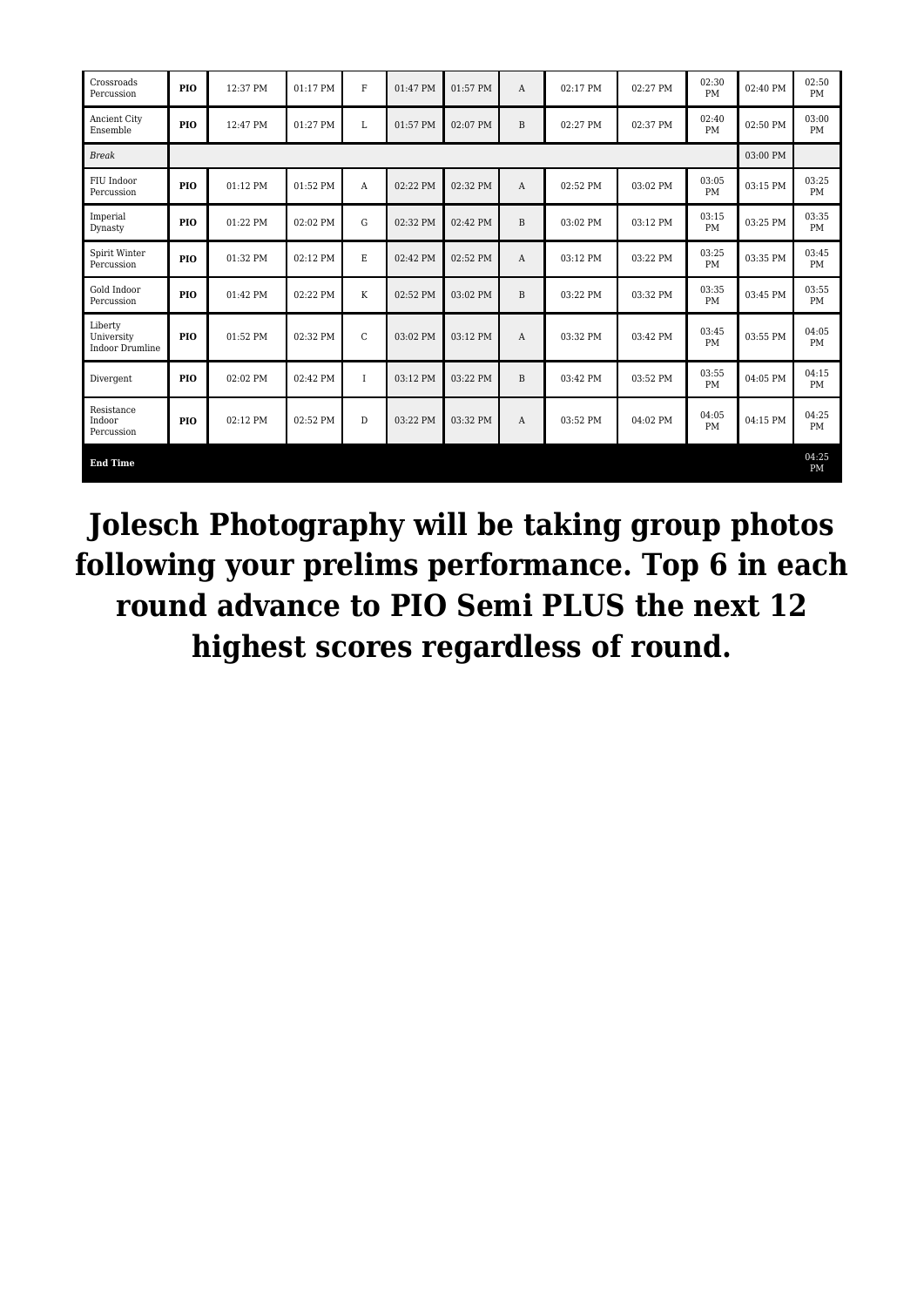| | | | | | | | | | | | | |
|---|---|---|---|---|---|---|---|---|---|---|---|---|
| Crossroads Percussion | **PIO** | 12:37 PM | 01:17 PM | F | 01:47 PM | 01:57 PM | A | 02:17 PM | 02:27 PM | 02:30 PM | 02:40 PM | 02:50 PM |
| Ancient City Ensemble | **PIO** | 12:47 PM | 01:27 PM | L | 01:57 PM | 02:07 PM | B | 02:27 PM | 02:37 PM | 02:40 PM | 02:50 PM | 03:00 PM |
| *Break* | | | | | | | | | | | 03:00 PM | |
| FIU Indoor Percussion | **PIO** | 01:12 PM | 01:52 PM | A | 02:22 PM | 02:32 PM | A | 02:52 PM | 03:02 PM | 03:05 PM | 03:15 PM | 03:25 PM |
| Imperial Dynasty | **PIO** | 01:22 PM | 02:02 PM | G | 02:32 PM | 02:42 PM | B | 03:02 PM | 03:12 PM | 03:15 PM | 03:25 PM | 03:35 PM |
| Spirit Winter Percussion | **PIO** | 01:32 PM | 02:12 PM | E | 02:42 PM | 02:52 PM | A | 03:12 PM | 03:22 PM | 03:25 PM | 03:35 PM | 03:45 PM |
| Gold Indoor Percussion | **PIO** | 01:42 PM | 02:22 PM | K | 02:52 PM | 03:02 PM | B | 03:22 PM | 03:32 PM | 03:35 PM | 03:45 PM | 03:55 PM |
| Liberty University Indoor Drumline | **PIO** | 01:52 PM | 02:32 PM | C | 03:02 PM | 03:12 PM | A | 03:32 PM | 03:42 PM | 03:45 PM | 03:55 PM | 04:05 PM |
| Divergent | **PIO** | 02:02 PM | 02:42 PM | I | 03:12 PM | 03:22 PM | B | 03:42 PM | 03:52 PM | 03:55 PM | 04:05 PM | 04:15 PM |
| Resistance Indoor Percussion | **PIO** | 02:12 PM | 02:52 PM | D | 03:22 PM | 03:32 PM | A | 03:52 PM | 04:02 PM | 04:05 PM | 04:15 PM | 04:25 PM |
| **End Time** | | | | | | | | | | | | 04:25 PM |

# Jolesch Photography will be taking group photos following your prelims performance. Top 6 in each round advance to PIO Semi PLUS the next 12 highest scores regardless of round.